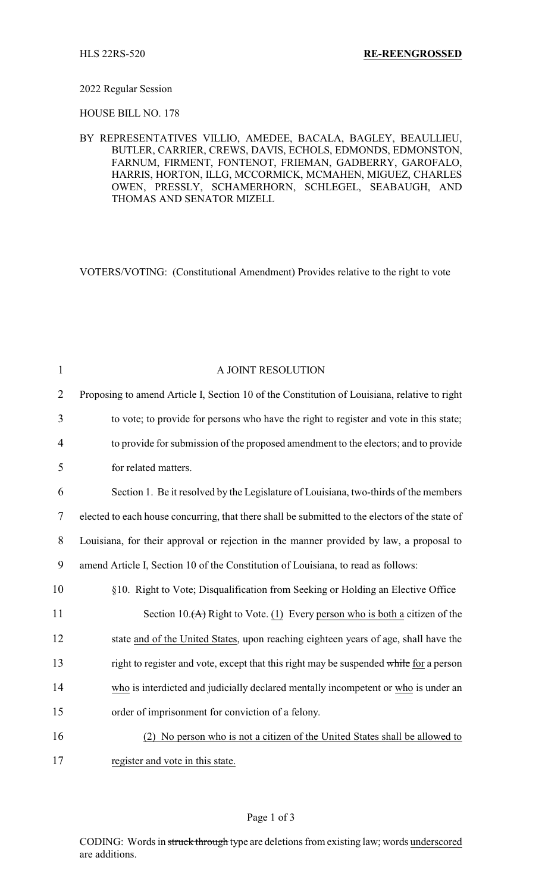HLS 22RS-520 **RE-REENGROSSED**

2022 Regular Session

HOUSE BILL NO. 178

BY REPRESENTATIVES VILLIO, AMEDEE, BACALA, BAGLEY, BEAULLIEU, BUTLER, CARRIER, CREWS, DAVIS, ECHOLS, EDMONDS, EDMONSTON, FARNUM, FIRMENT, FONTENOT, FRIEMAN, GADBERRY, GAROFALO, HARRIS, HORTON, ILLG, MCCORMICK, MCMAHEN, MIGUEZ, CHARLES OWEN, PRESSLY, SCHAMERHORN, SCHLEGEL, SEABAUGH, AND THOMAS AND SENATOR MIZELL

VOTERS/VOTING: (Constitutional Amendment) Provides relative to the right to vote

A JOINT RESOLUTION

Proposing to amend Article I, Section 10 of the Constitution of Louisiana, relative to right to vote; to provide for persons who have the right to register and vote in this state; to provide for submission of the proposed amendment to the electors; and to provide for related matters.

Section 1. Be it resolved by the Legislature of Louisiana, two-thirds of the members elected to each house concurring, that there shall be submitted to the electors of the state of Louisiana, for their approval or rejection in the manner provided by law, a proposal to amend Article I, Section 10 of the Constitution of Louisiana, to read as follows:

§10. Right to Vote; Disqualification from Seeking or Holding an Elective Office

Section 10.~~(A)~~ Right to Vote. <u>(1)</u> Every <u>person who is both a</u> citizen of the state <u>and of the United States</u>, upon reaching eighteen years of age, shall have the right to register and vote, except that this right may be suspended ~~while~~ <u>for</u> a person <u>who</u> is interdicted and judicially declared mentally incompetent or <u>who</u> is under an order of imprisonment for conviction of a felony.

<u>(2) No person who is not a citizen of the United States shall be allowed to register and vote in this state.</u>

CODING: Words in ~~struck through~~ type are deletions from existing law; words <u>underscored</u> are additions.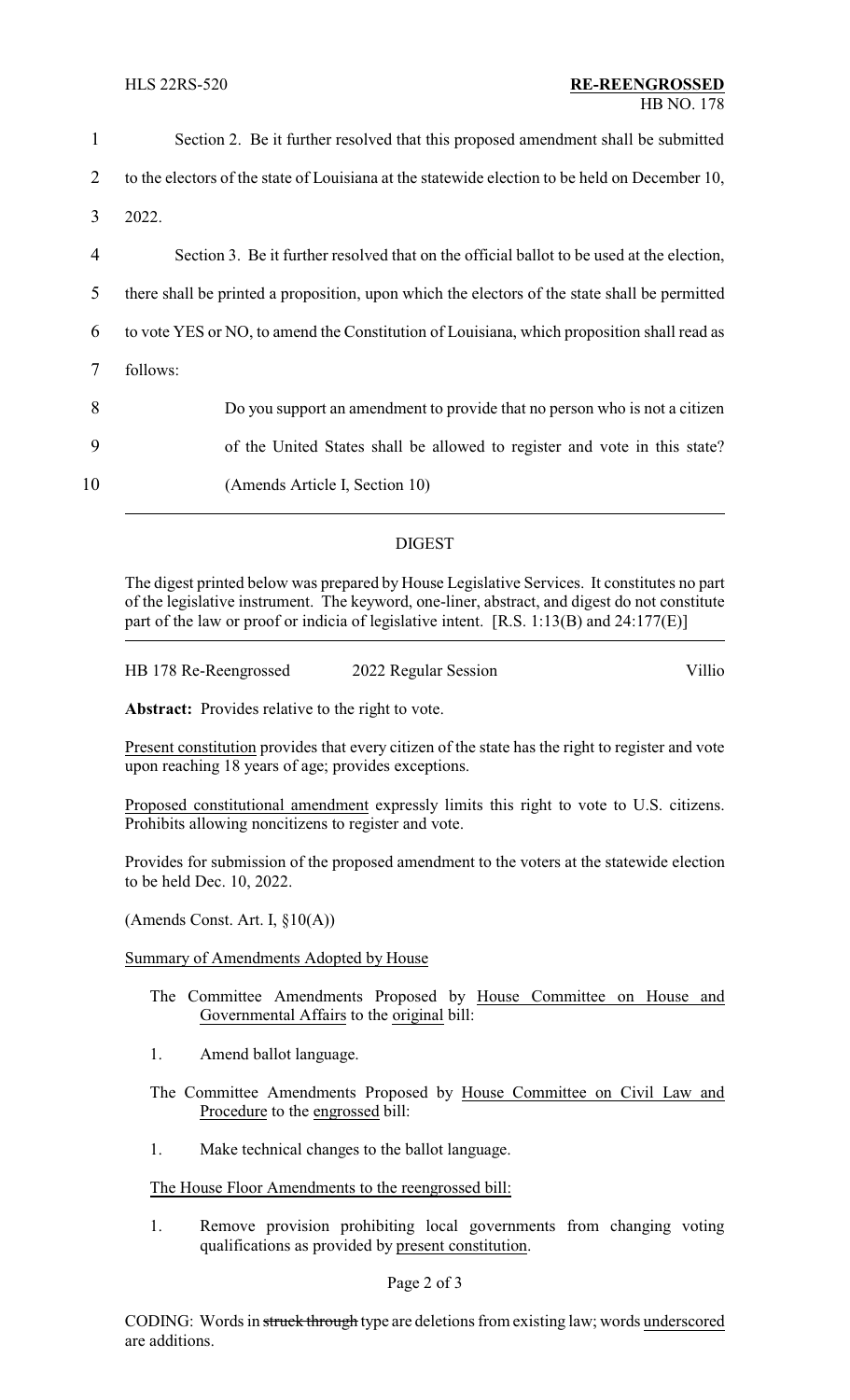Section 2. Be it further resolved that this proposed amendment shall be submitted to the electors of the state of Louisiana at the statewide election to be held on December 10, 2022.

Section 3. Be it further resolved that on the official ballot to be used at the election, there shall be printed a proposition, upon which the electors of the state shall be permitted to vote YES or NO, to amend the Constitution of Louisiana, which proposition shall read as follows:

> Do you support an amendment to provide that no person who is not a citizen of the United States shall be allowed to register and vote in this state? (Amends Article I, Section 10)

---

## DIGEST

The digest printed below was prepared by House Legislative Services. It constitutes no part of the legislative instrument. The keyword, one-liner, abstract, and digest do not constitute part of the law or proof or indicia of legislative intent. [R.S. 1:13(B) and 24:177(E)]

HB 178 Re-Reengrossed — 2022 Regular Session — Villio

**Abstract:** Provides relative to the right to vote.

Present constitution provides that every citizen of the state has the right to register and vote upon reaching 18 years of age; provides exceptions.

Proposed constitutional amendment expressly limits this right to vote to U.S. citizens. Prohibits allowing noncitizens to register and vote.

Provides for submission of the proposed amendment to the voters at the statewide election to be held Dec. 10, 2022.

(Amends Const. Art. I, §10(A))

Summary of Amendments Adopted by House

The Committee Amendments Proposed by House Committee on House and Governmental Affairs to the original bill:

1. Amend ballot language.

The Committee Amendments Proposed by House Committee on Civil Law and Procedure to the engrossed bill:

1. Make technical changes to the ballot language.

The House Floor Amendments to the reengrossed bill:

1. Remove provision prohibiting local governments from changing voting qualifications as provided by present constitution.

CODING: Words in struck through type are deletions from existing law; words underscored are additions.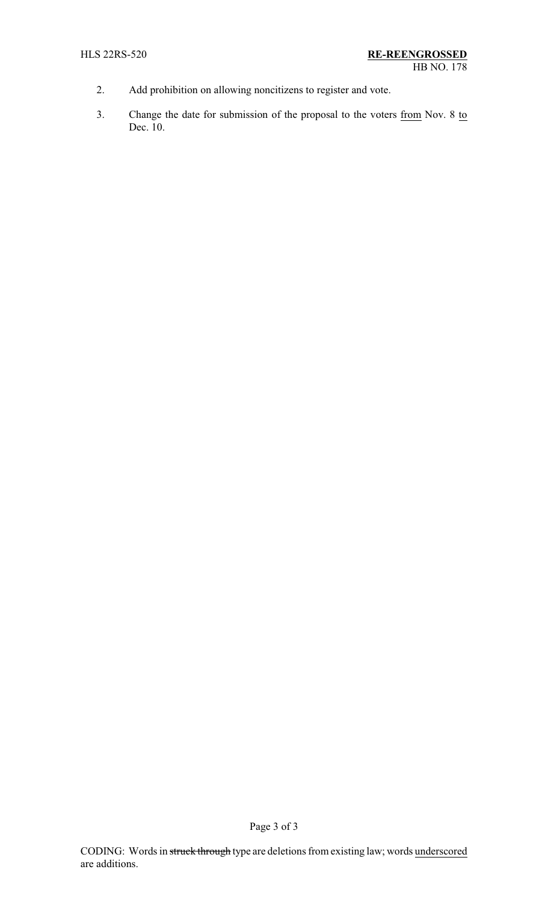2. Add prohibition on allowing noncitizens to register and vote.

3. Change the date for submission of the proposal to the voters <u>from</u> Nov. 8 <u>to</u> Dec. 10.

CODING: Words in ~~struck through~~ type are deletions from existing law; words <u>underscored</u> are additions.